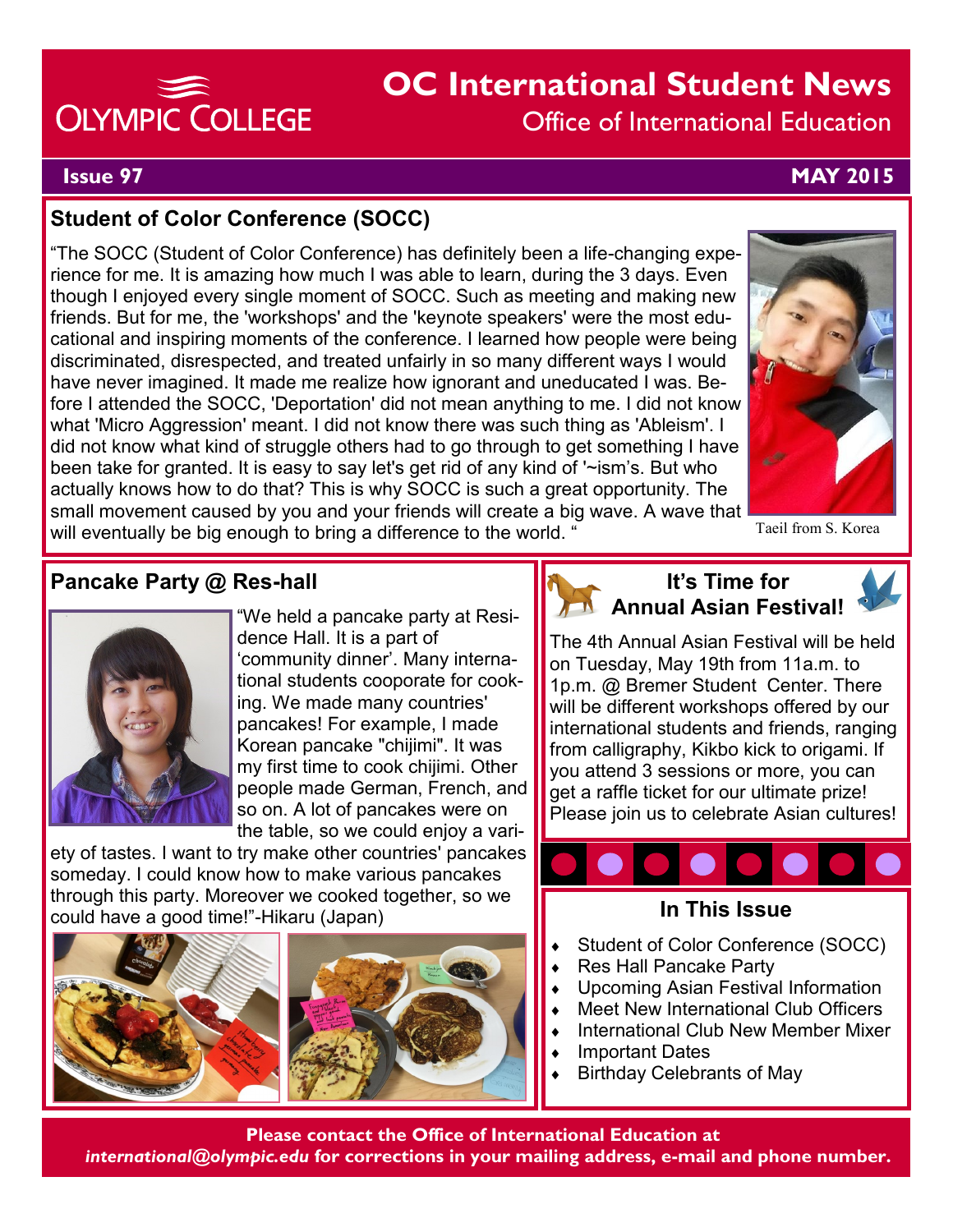# OC International Student News

## Office of International Education

**Issue 97** — **MAY 2015**

## Student of Color Conference (SOCC)

"The SOCC (Student of Color Conference) has definitely been a life-changing experience for me. It is amazing how much I was able to learn, during the 3 days. Even though I enjoyed every single moment of SOCC. Such as meeting and making new friends. But for me, the 'workshops' and the 'keynote speakers' were the most educational and inspiring moments of the conference. I learned how people were being discriminated, disrespected, and treated unfairly in so many different ways I would have never imagined. It made me realize how ignorant and uneducated I was. Before I attended the SOCC, 'Deportation' did not mean anything to me. I did not know what 'Micro Aggression' meant. I did not know there was such thing as 'Ableism'. I did not know what kind of struggle others had to go through to get something I have been take for granted. It is easy to say let's get rid of any kind of '~ism's. But who actually knows how to do that? This is why SOCC is such a great opportunity. The small movement caused by you and your friends will create a big wave. A wave that will eventually be big enough to bring a difference to the world. "

Taeil from S. Korea

## Pancake Party @ Res-hall

"We held a pancake party at Residence Hall. It is a part of 'community dinner'. Many international students cooporate for cooking. We made many countries' pancakes! For example, I made Korean pancake "chijimi". It was my first time to cook chijimi. Other people made German, French, and so on. A lot of pancakes were on the table, so we could enjoy a variety of tastes. I want to try make other countries' pancakes someday. I could know how to make various pancakes through this party. Moreover we cooked together, so we could have a good time!"-Hikaru (Japan)

## It's Time for Annual Asian Festival!

The 4th Annual Asian Festival will be held on Tuesday, May 19th from 11a.m. to 1p.m. @ Bremer Student Center. There will be different workshops offered by our international students and friends, ranging from calligraphy, Kikbo kick to origami. If you attend 3 sessions or more, you can get a raffle ticket for our ultimate prize! Please join us to celebrate Asian cultures!

## In This Issue

- Student of Color Conference (SOCC)
- Res Hall Pancake Party
- Upcoming Asian Festival Information
- Meet New International Club Officers
- International Club New Member Mixer
- Important Dates
- Birthday Celebrants of May

**Please contact the Office of International Education at *international@olympic.edu* for corrections in your mailing address, e-mail and phone number.**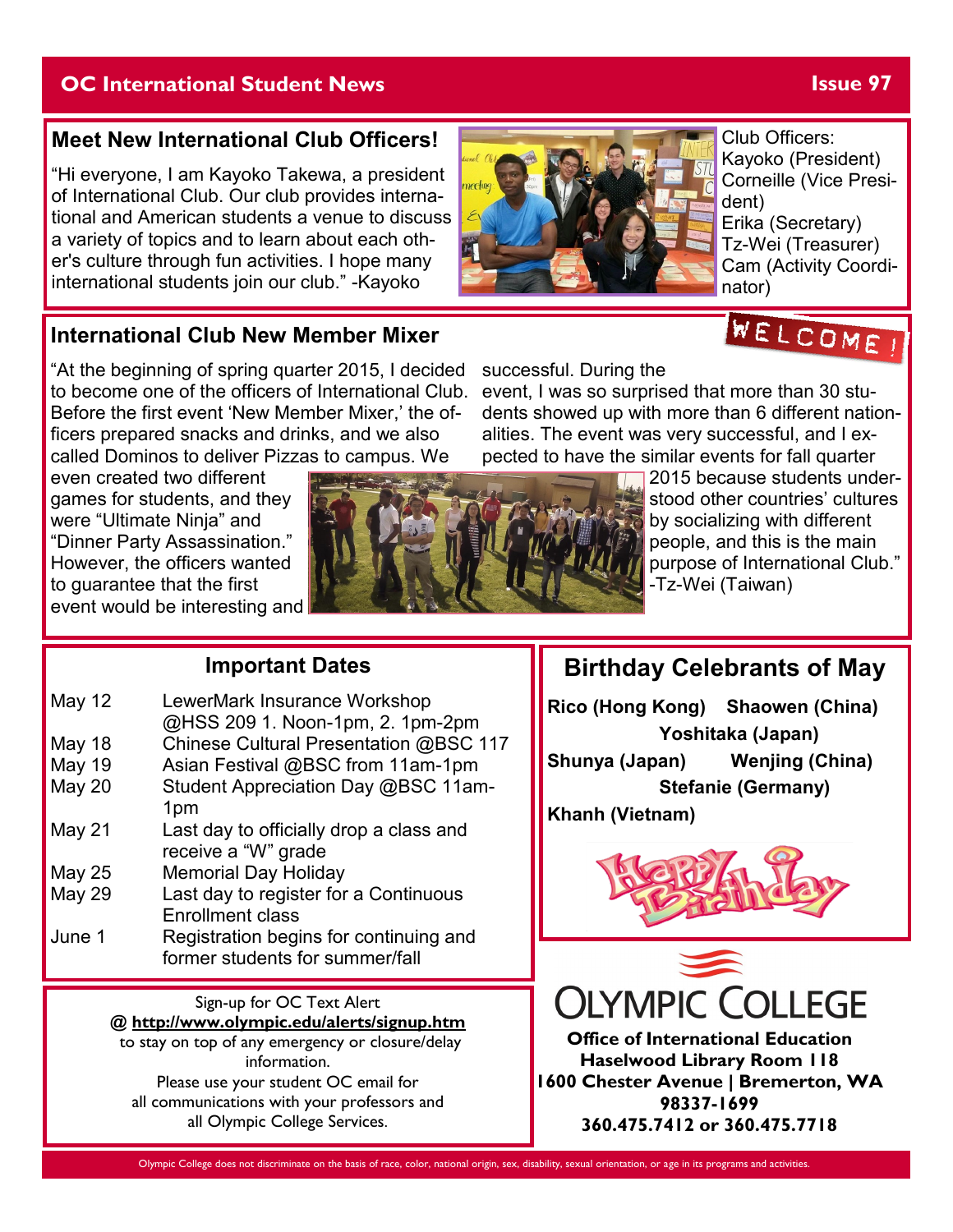## Meet New International Club Officers!

"Hi everyone, I am Kayoko Takewa, a president of International Club. Our club provides international and American students a venue to discuss a variety of topics and to learn about each other's culture through fun activities. I hope many international students join our club." -Kayoko

Club Officers:
Kayoko (President)
Corneille (Vice President)
Erika (Secretary)
Tz-Wei (Treasurer)
Cam (Activity Coordinator)

## International Club New Member Mixer

"At the beginning of spring quarter 2015, I decided to become one of the officers of International Club. Before the first event 'New Member Mixer,' the officers prepared snacks and drinks, and we also called Dominos to deliver Pizzas to campus. We even created two different games for students, and they were "Ultimate Ninja" and "Dinner Party Assassination." However, the officers wanted to guarantee that the first event would be interesting and successful. During the event, I was so surprised that more than 30 students showed up with more than 6 different nationalities. The event was very successful, and I expected to have the similar events for fall quarter 2015 because students understood other countries' cultures by socializing with different people, and this is the main purpose of International Club." -Tz-Wei (Taiwan)

## Important Dates

| | |
|---|---|
| May 12 | LewerMark Insurance Workshop @HSS 209 1. Noon-1pm, 2. 1pm-2pm |
| May 18 | Chinese Cultural Presentation @BSC 117 |
| May 19 | Asian Festival @BSC from 11am-1pm |
| May 20 | Student Appreciation Day @BSC 11am-1pm |
| May 21 | Last day to officially drop a class and receive a "W" grade |
| May 25 | Memorial Day Holiday |
| May 29 | Last day to register for a Continuous Enrollment class |
| June 1 | Registration begins for continuing and former students for summer/fall |

Sign-up for OC Text Alert
@ **http://www.olympic.edu/alerts/signup.htm**
to stay on top of any emergency or closure/delay information.
Please use your student OC email for all communications with your professors and all Olympic College Services.

## Birthday Celebrants of May

**Rico (Hong Kong)** **Shaowen (China)**
**Yoshitaka (Japan)**
**Shunya (Japan)** **Wenjing (China)**
**Stefanie (Germany)**
**Khanh (Vietnam)**

OLYMPIC COLLEGE

**Office of International Education**
**Haselwood Library Room 118**
**1600 Chester Avenue | Bremerton, WA 98337-1699**
**360.475.7412 or 360.475.7718**

Olympic College does not discriminate on the basis of race, color, national origin, sex, disability, sexual orientation, or age in its programs and activities.